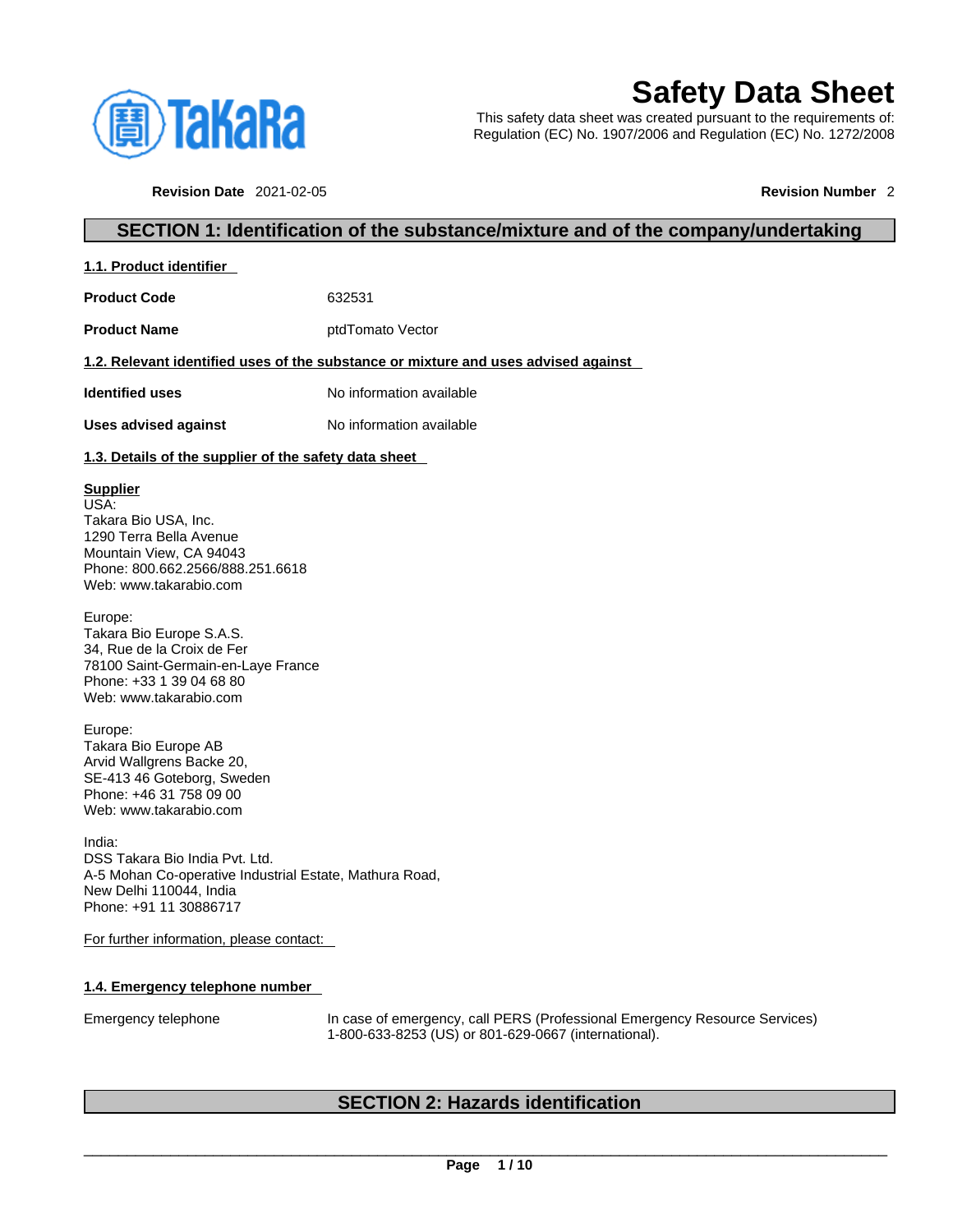# Safety Data Sheet

This safety data sheet was created pursuant to the requirements of: Regulation (EC) No. 1907/2006 and Regulation (EC) No. 1272/2008

**Revision Date** 2021-02-05 **Revision Number** 2

## SECTION 1: Identification of the substance/mixture and of the company/undertaking

### 1.1. Product identifier

**Product Code** 632531

**Product Name** ptdTomato Vector

### 1.2. Relevant identified uses of the substance or mixture and uses advised against

**Identified uses** No information available

**Uses advised against** No information available

### 1.3. Details of the supplier of the safety data sheet

**Supplier**
USA:
Takara Bio USA, Inc.
1290 Terra Bella Avenue
Mountain View, CA 94043
Phone: 800.662.2566/888.251.6618
Web: www.takarabio.com

Europe:
Takara Bio Europe S.A.S.
34, Rue de la Croix de Fer
78100 Saint-Germain-en-Laye France
Phone: +33 1 39 04 68 80
Web: www.takarabio.com

Europe:
Takara Bio Europe AB
Arvid Wallgrens Backe 20,
SE-413 46 Goteborg, Sweden
Phone: +46 31 758 09 00
Web: www.takarabio.com

India:
DSS Takara Bio India Pvt. Ltd.
A-5 Mohan Co-operative Industrial Estate, Mathura Road,
New Delhi 110044, India
Phone: +91 11 30886717

For further information, please contact:

### 1.4. Emergency telephone number

Emergency telephone In case of emergency, call PERS (Professional Emergency Resource Services) 1-800-633-8253 (US) or 801-629-0667 (international).

## SECTION 2: Hazards identification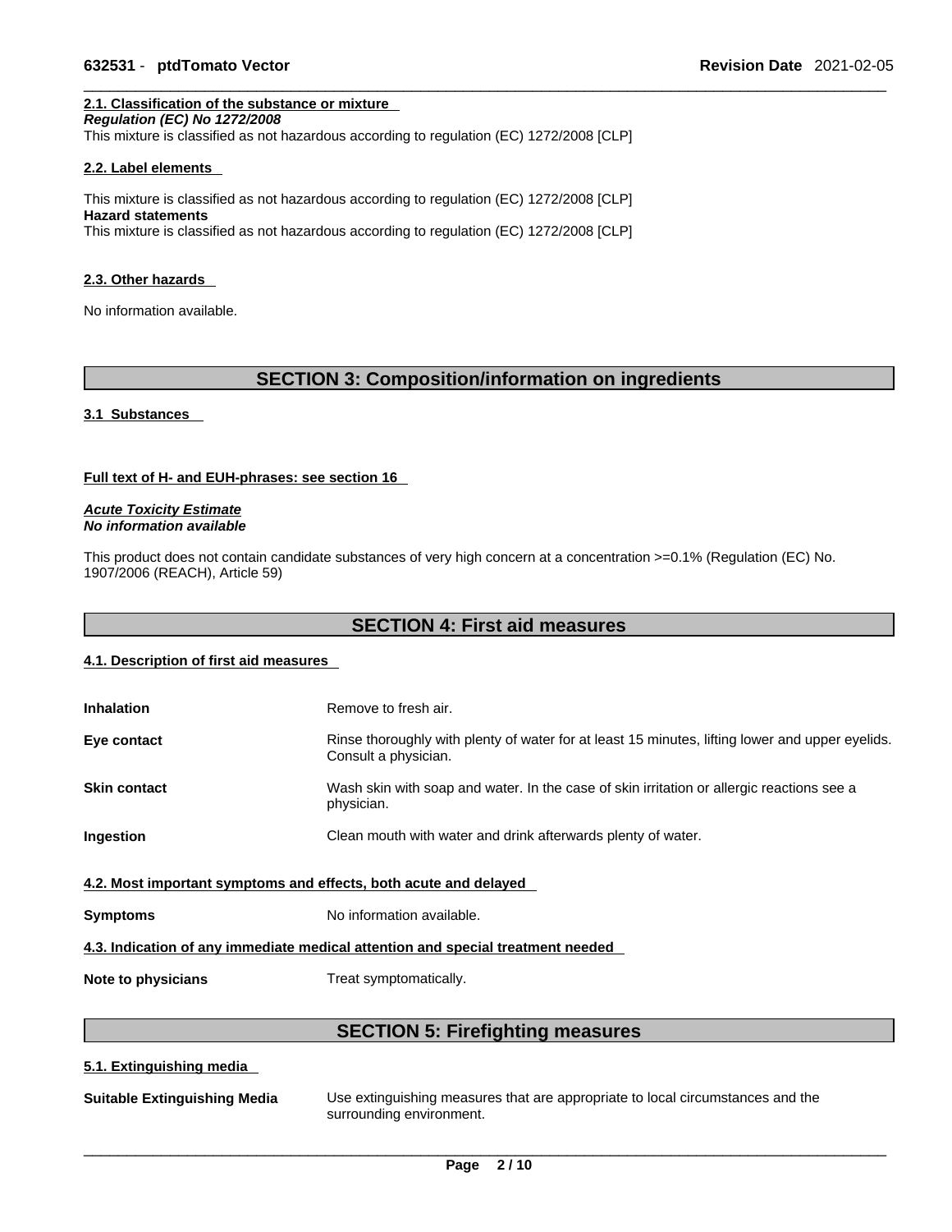### 2.1. Classification of the substance or mixture

***Regulation (EC) No 1272/2008***

This mixture is classified as not hazardous according to regulation (EC) 1272/2008 [CLP]

### 2.2. Label elements

This mixture is classified as not hazardous according to regulation (EC) 1272/2008 [CLP]

**Hazard statements**

This mixture is classified as not hazardous according to regulation (EC) 1272/2008 [CLP]

### 2.3. Other hazards

No information available.

## SECTION 3: Composition/information on ingredients

### 3.1 Substances

**Full text of H- and EUH-phrases: see section 16**

***Acute Toxicity Estimate***

***No information available***

This product does not contain candidate substances of very high concern at a concentration >=0.1% (Regulation (EC) No. 1907/2006 (REACH), Article 59)

## SECTION 4: First aid measures

### 4.1. Description of first aid measures

| | |
|---|---|
| **Inhalation** | Remove to fresh air. |
| **Eye contact** | Rinse thoroughly with plenty of water for at least 15 minutes, lifting lower and upper eyelids. Consult a physician. |
| **Skin contact** | Wash skin with soap and water. In the case of skin irritation or allergic reactions see a physician. |
| **Ingestion** | Clean mouth with water and drink afterwards plenty of water. |

### 4.2. Most important symptoms and effects, both acute and delayed

| | |
|---|---|
| **Symptoms** | No information available. |

### 4.3. Indication of any immediate medical attention and special treatment needed

| | |
|---|---|
| **Note to physicians** | Treat symptomatically. |

## SECTION 5: Firefighting measures

### 5.1. Extinguishing media

| | |
|---|---|
| **Suitable Extinguishing Media** | Use extinguishing measures that are appropriate to local circumstances and the surrounding environment. |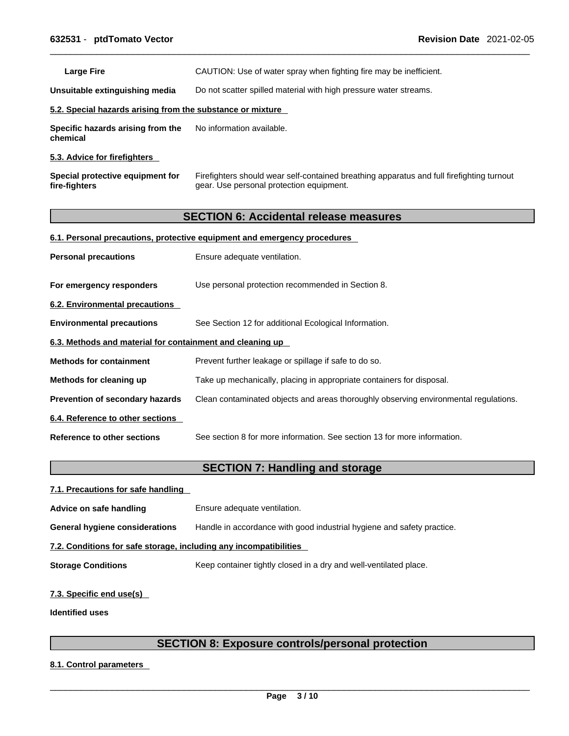**Large Fire** CAUTION: Use of water spray when fighting fire may be inefficient.

**Unsuitable extinguishing media** Do not scatter spilled material with high pressure water streams.

### 5.2. Special hazards arising from the substance or mixture

**Specific hazards arising from the chemical** No information available.

### 5.3. Advice for firefighters

**Special protective equipment for fire-fighters** Firefighters should wear self-contained breathing apparatus and full firefighting turnout gear. Use personal protection equipment.

## SECTION 6: Accidental release measures

### 6.1. Personal precautions, protective equipment and emergency procedures

**Personal precautions** Ensure adequate ventilation.

**For emergency responders** Use personal protection recommended in Section 8.

### 6.2. Environmental precautions

**Environmental precautions** See Section 12 for additional Ecological Information.

### 6.3. Methods and material for containment and cleaning up

**Methods for containment** Prevent further leakage or spillage if safe to do so.

**Methods for cleaning up** Take up mechanically, placing in appropriate containers for disposal.

**Prevention of secondary hazards** Clean contaminated objects and areas thoroughly observing environmental regulations.

### 6.4. Reference to other sections

**Reference to other sections** See section 8 for more information. See section 13 for more information.

## SECTION 7: Handling and storage

### 7.1. Precautions for safe handling

**Advice on safe handling** Ensure adequate ventilation.

**General hygiene considerations** Handle in accordance with good industrial hygiene and safety practice.

### 7.2. Conditions for safe storage, including any incompatibilities

**Storage Conditions** Keep container tightly closed in a dry and well-ventilated place.

### 7.3. Specific end use(s)

**Identified uses**

## SECTION 8: Exposure controls/personal protection

### 8.1. Control parameters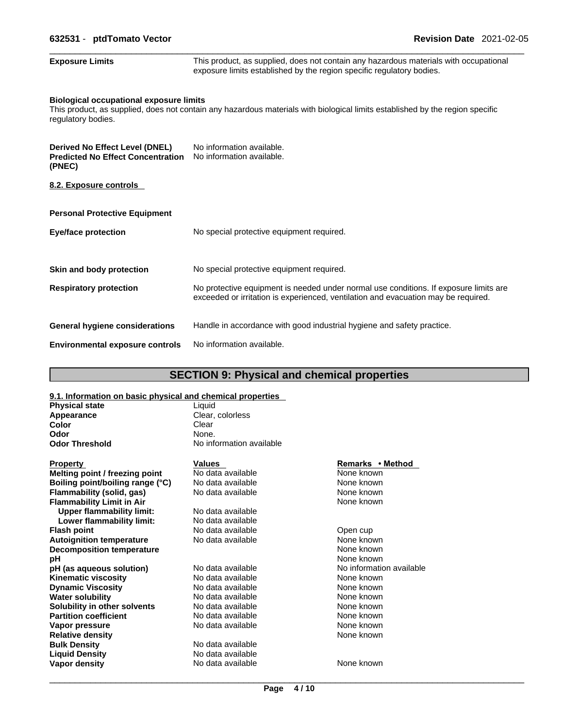| | |
|---|---|
| **Exposure Limits** | This product, as supplied, does not contain any hazardous materials with occupational exposure limits established by the region specific regulatory bodies. |

**Biological occupational exposure limits**
This product, as supplied, does not contain any hazardous materials with biological limits established by the region specific regulatory bodies.

| | |
|---|---|
| **Derived No Effect Level (DNEL)** | No information available. |
| **Predicted No Effect Concentration (PNEC)** | No information available. |

**8.2. Exposure controls**

**Personal Protective Equipment**

| | |
|---|---|
| **Eye/face protection** | No special protective equipment required. |
| **Skin and body protection** | No special protective equipment required. |
| **Respiratory protection** | No protective equipment is needed under normal use conditions. If exposure limits are exceeded or irritation is experienced, ventilation and evacuation may be required. |
| **General hygiene considerations** | Handle in accordance with good industrial hygiene and safety practice. |
| **Environmental exposure controls** | No information available. |

# SECTION 9: Physical and chemical properties

**9.1. Information on basic physical and chemical properties**

| | |
|---|---|
| **Physical state** | Liquid |
| **Appearance** | Clear, colorless |
| **Color** | Clear |
| **Odor** | None. |
| **Odor Threshold** | No information available |

| Property | Values | Remarks • Method |
|---|---|---|
| **Melting point / freezing point** | No data available | None known |
| **Boiling point/boiling range (°C)** | No data available | None known |
| **Flammability (solid, gas)** | No data available | None known |
| **Flammability Limit in Air** | | None known |
| **Upper flammability limit:** | No data available | |
| **Lower flammability limit:** | No data available | |
| **Flash point** | No data available | Open cup |
| **Autoignition temperature** | No data available | None known |
| **Decomposition temperature** | | None known |
| **pH** | | None known |
| **pH (as aqueous solution)** | No data available | No information available |
| **Kinematic viscosity** | No data available | None known |
| **Dynamic Viscosity** | No data available | None known |
| **Water solubility** | No data available | None known |
| **Solubility in other solvents** | No data available | None known |
| **Partition coefficient** | No data available | None known |
| **Vapor pressure** | No data available | None known |
| **Relative density** | | None known |
| **Bulk Density** | No data available | |
| **Liquid Density** | No data available | |
| **Vapor density** | No data available | None known |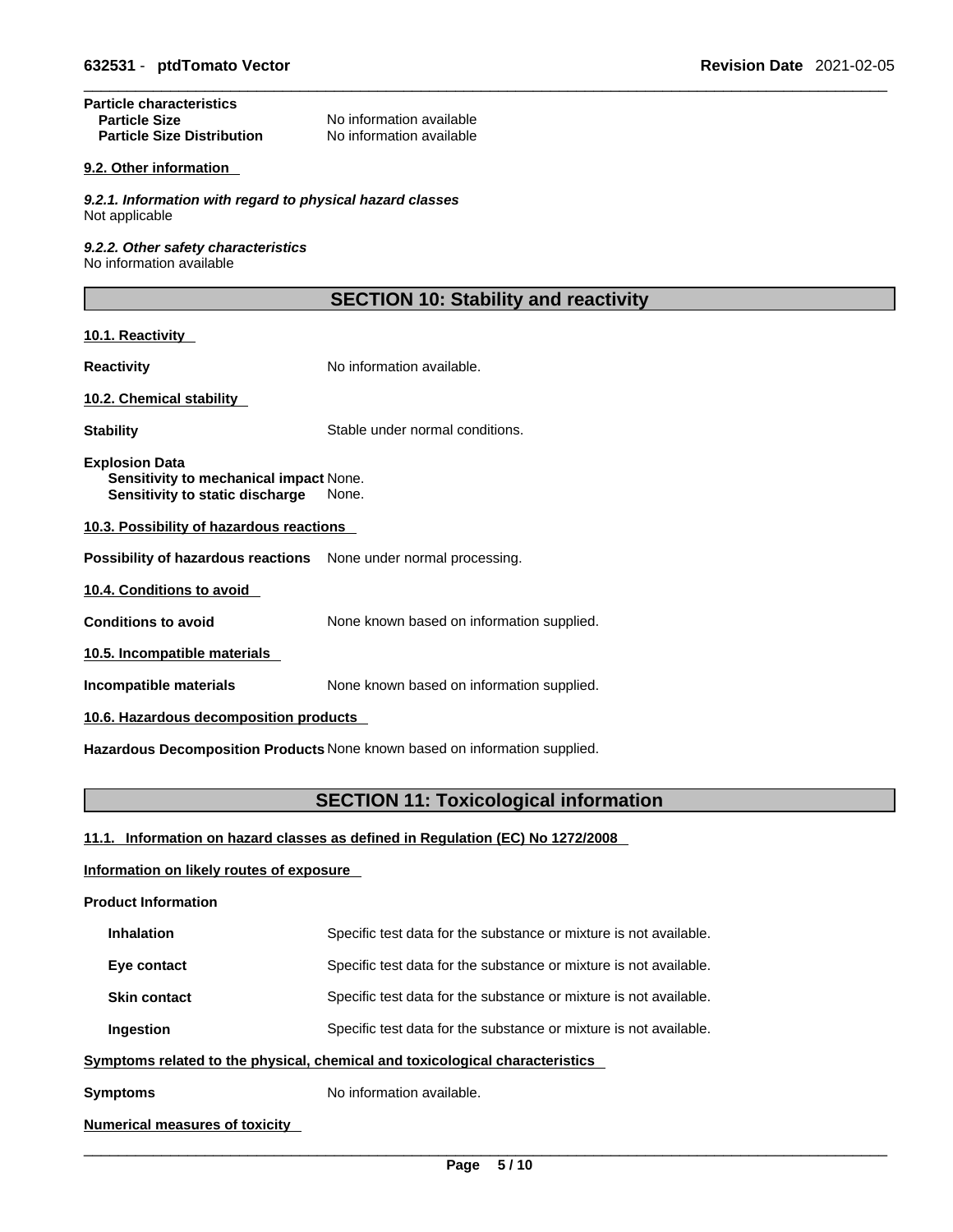**Particle characteristics**

| | |
|---|---|
| **Particle Size** | No information available |
| **Particle Size Distribution** | No information available |

**9.2. Other information**

***9.2.1. Information with regard to physical hazard classes***
Not applicable

***9.2.2. Other safety characteristics***
No information available

## SECTION 10: Stability and reactivity

**10.1. Reactivity**

**Reactivity** No information available.

**10.2. Chemical stability**

**Stability** Stable under normal conditions.

**Explosion Data**
**Sensitivity to mechanical impact** None.
**Sensitivity to static discharge** None.

**10.3. Possibility of hazardous reactions**

**Possibility of hazardous reactions** None under normal processing.

**10.4. Conditions to avoid**

**Conditions to avoid** None known based on information supplied.

**10.5. Incompatible materials**

**Incompatible materials** None known based on information supplied.

**10.6. Hazardous decomposition products**

**Hazardous Decomposition Products** None known based on information supplied.

## SECTION 11: Toxicological information

**11.1. Information on hazard classes as defined in Regulation (EC) No 1272/2008**

**Information on likely routes of exposure**

**Product Information**

| | |
|---|---|
| **Inhalation** | Specific test data for the substance or mixture is not available. |
| **Eye contact** | Specific test data for the substance or mixture is not available. |
| **Skin contact** | Specific test data for the substance or mixture is not available. |
| **Ingestion** | Specific test data for the substance or mixture is not available. |

**Symptoms related to the physical, chemical and toxicological characteristics**

**Symptoms** No information available.

**Numerical measures of toxicity**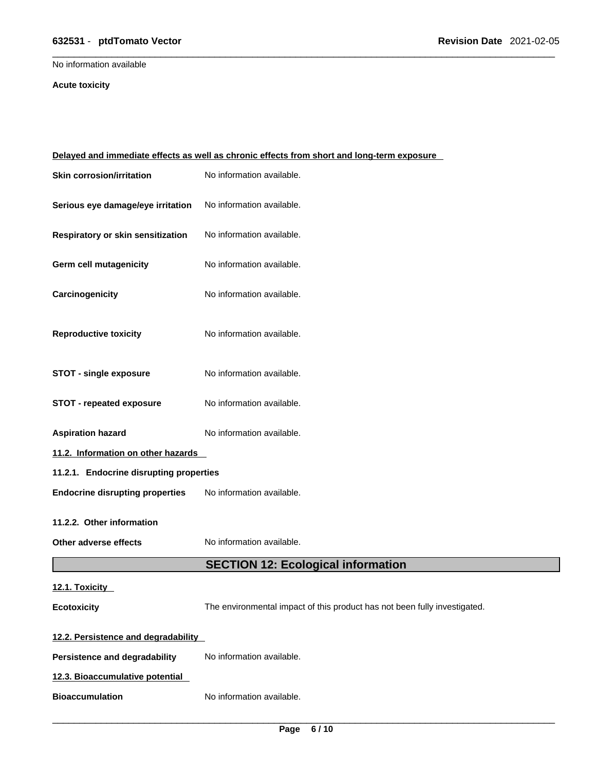No information available

**Acute toxicity**

**Delayed and immediate effects as well as chronic effects from short and long-term exposure**

| | |
|---|---|
| **Skin corrosion/irritation** | No information available. |
| **Serious eye damage/eye irritation** | No information available. |
| **Respiratory or skin sensitization** | No information available. |
| **Germ cell mutagenicity** | No information available. |
| **Carcinogenicity** | No information available. |
| **Reproductive toxicity** | No information available. |
| **STOT - single exposure** | No information available. |
| **STOT - repeated exposure** | No information available. |
| **Aspiration hazard** | No information available. |

**11.2. Information on other hazards**

**11.2.1. Endocrine disrupting properties**

**Endocrine disrupting properties** No information available.

**11.2.2. Other information**

**Other adverse effects** No information available.

## SECTION 12: Ecological information

**12.1. Toxicity**

**Ecotoxicity** The environmental impact of this product has not been fully investigated.

**12.2. Persistence and degradability**

**Persistence and degradability** No information available.

**12.3. Bioaccumulative potential**

**Bioaccumulation** No information available.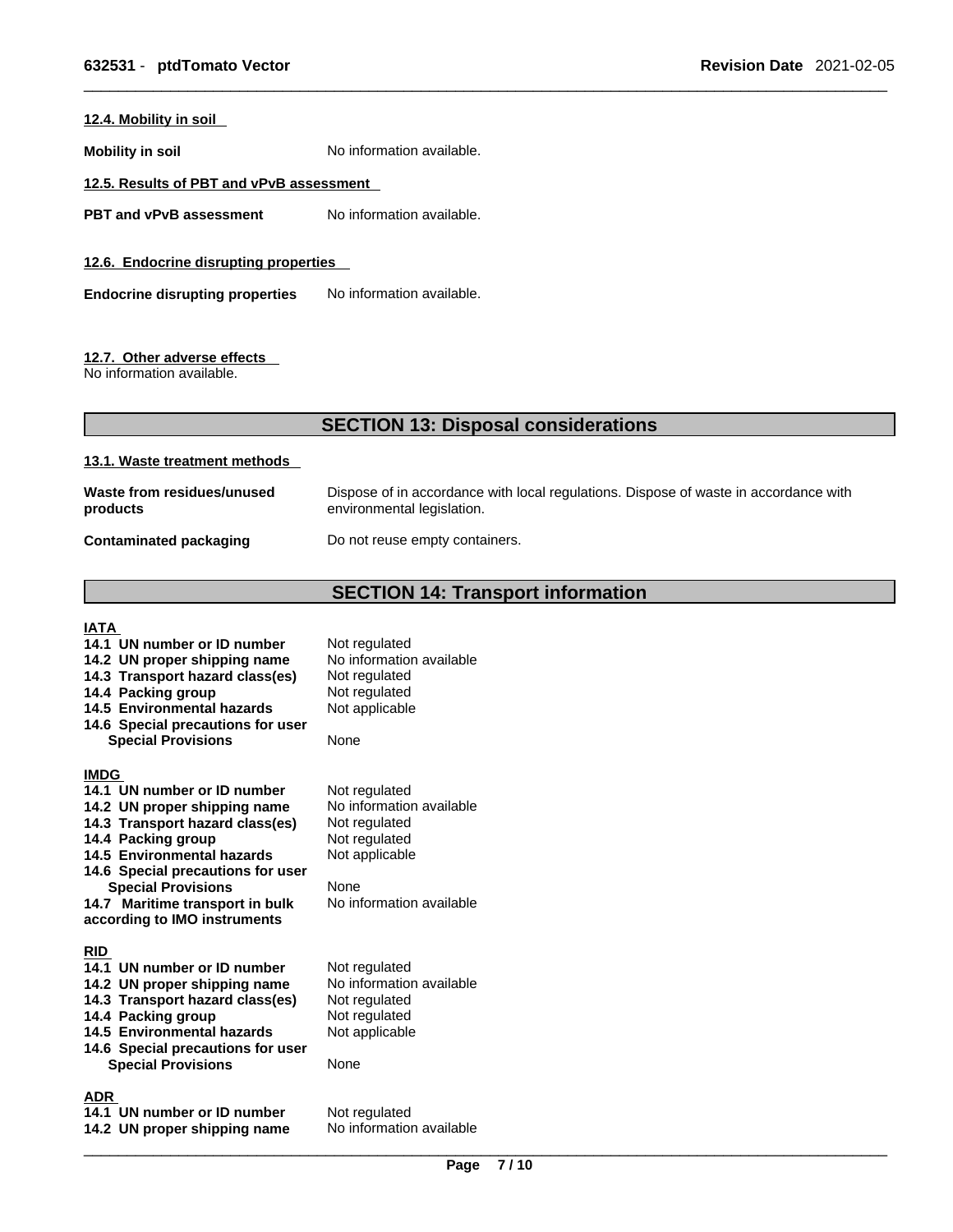#### 12.4. Mobility in soil

**Mobility in soil** No information available.

#### 12.5. Results of PBT and vPvB assessment

**PBT and vPvB assessment** No information available.

#### 12.6. Endocrine disrupting properties

**Endocrine disrupting properties** No information available.

#### 12.7. Other adverse effects

No information available.

## SECTION 13: Disposal considerations

#### 13.1. Waste treatment methods

| | |
|---|---|
| **Waste from residues/unused products** | Dispose of in accordance with local regulations. Dispose of waste in accordance with environmental legislation. |
| **Contaminated packaging** | Do not reuse empty containers. |

## SECTION 14: Transport information

**IATA**

| | |
|---|---|
| **14.1 UN number or ID number** | Not regulated |
| **14.2 UN proper shipping name** | No information available |
| **14.3 Transport hazard class(es)** | Not regulated |
| **14.4 Packing group** | Not regulated |
| **14.5 Environmental hazards** | Not applicable |
| **14.6 Special precautions for user** | |
| **Special Provisions** | None |

**IMDG**

| | |
|---|---|
| **14.1 UN number or ID number** | Not regulated |
| **14.2 UN proper shipping name** | No information available |
| **14.3 Transport hazard class(es)** | Not regulated |
| **14.4 Packing group** | Not regulated |
| **14.5 Environmental hazards** | Not applicable |
| **14.6 Special precautions for user** | |
| **Special Provisions** | None |
| **14.7 Maritime transport in bulk according to IMO instruments** | No information available |

**RID**

| | |
|---|---|
| **14.1 UN number or ID number** | Not regulated |
| **14.2 UN proper shipping name** | No information available |
| **14.3 Transport hazard class(es)** | Not regulated |
| **14.4 Packing group** | Not regulated |
| **14.5 Environmental hazards** | Not applicable |
| **14.6 Special precautions for user** | |
| **Special Provisions** | None |

**ADR**

| | |
|---|---|
| **14.1 UN number or ID number** | Not regulated |
| **14.2 UN proper shipping name** | No information available |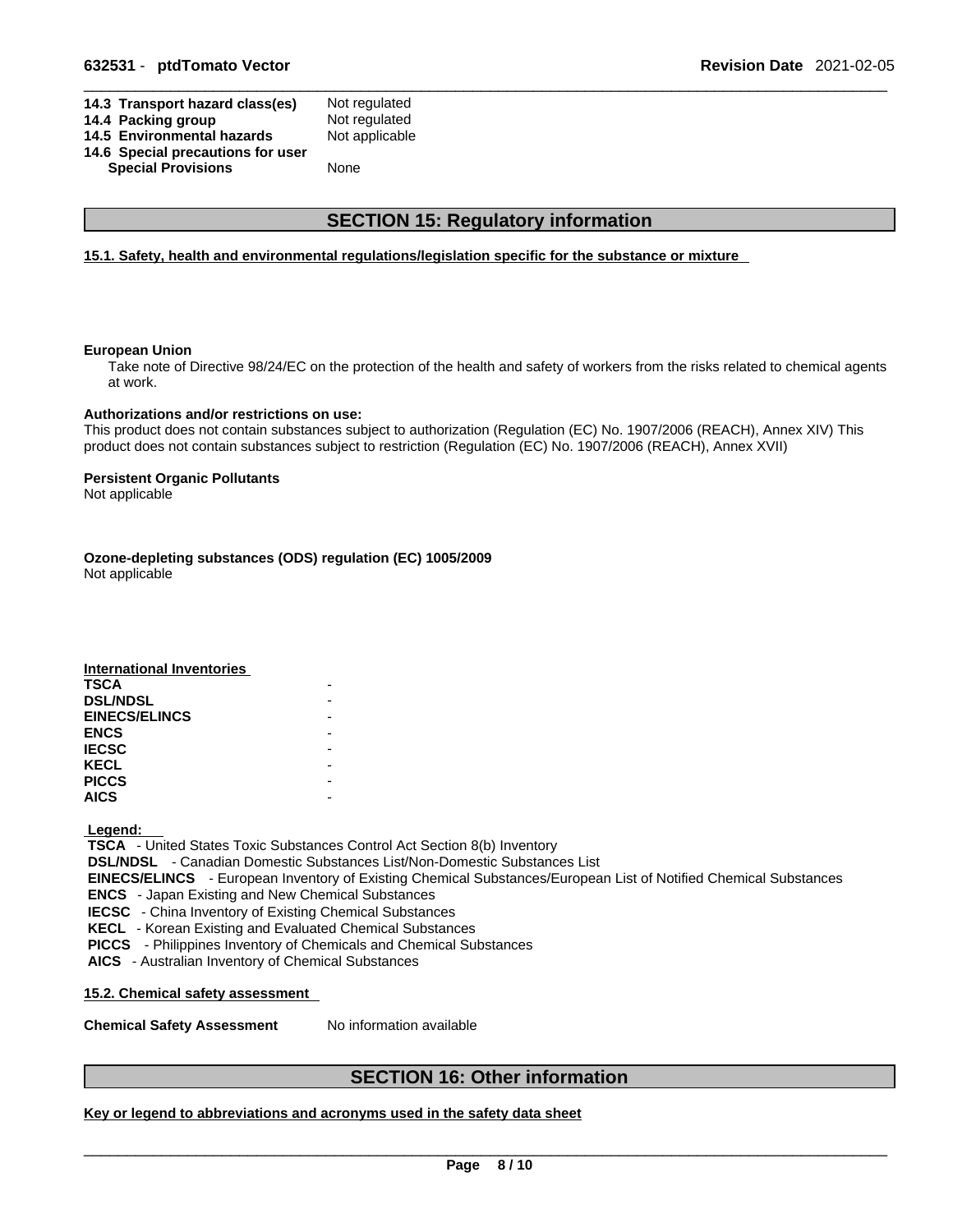| | |
|---|---|
| **14.3 Transport hazard class(es)** | Not regulated |
| **14.4 Packing group** | Not regulated |
| **14.5 Environmental hazards** | Not applicable |
| **14.6 Special precautions for user** | |
| **Special Provisions** | None |

## SECTION 15: Regulatory information

### 15.1. Safety, health and environmental regulations/legislation specific for the substance or mixture

**European Union**

Take note of Directive 98/24/EC on the protection of the health and safety of workers from the risks related to chemical agents at work.

**Authorizations and/or restrictions on use:**

This product does not contain substances subject to authorization (Regulation (EC) No. 1907/2006 (REACH), Annex XIV) This product does not contain substances subject to restriction (Regulation (EC) No. 1907/2006 (REACH), Annex XVII)

**Persistent Organic Pollutants**

Not applicable

**Ozone-depleting substances (ODS) regulation (EC) 1005/2009**

Not applicable

**International Inventories**

| | |
|---|---|
| **TSCA** | - |
| **DSL/NDSL** | - |
| **EINECS/ELINCS** | - |
| **ENCS** | - |
| **IECSC** | - |
| **KECL** | - |
| **PICCS** | - |
| **AICS** | - |

**Legend:**

**TSCA** - United States Toxic Substances Control Act Section 8(b) Inventory
**DSL/NDSL** - Canadian Domestic Substances List/Non-Domestic Substances List
**EINECS/ELINCS** - European Inventory of Existing Chemical Substances/European List of Notified Chemical Substances
**ENCS** - Japan Existing and New Chemical Substances
**IECSC** - China Inventory of Existing Chemical Substances
**KECL** - Korean Existing and Evaluated Chemical Substances
**PICCS** - Philippines Inventory of Chemicals and Chemical Substances
**AICS** - Australian Inventory of Chemical Substances

### 15.2. Chemical safety assessment

**Chemical Safety Assessment** No information available

## SECTION 16: Other information

### Key or legend to abbreviations and acronyms used in the safety data sheet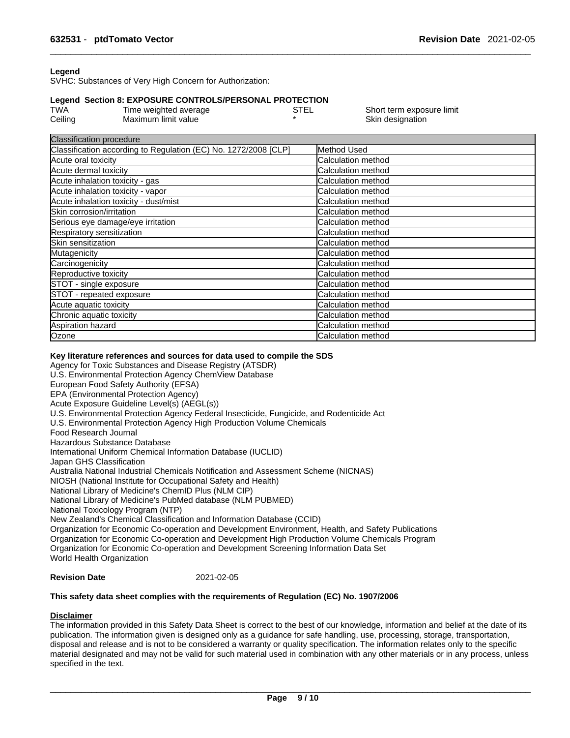**Legend**

SVHC: Substances of Very High Concern for Authorization:

**Legend Section 8: EXPOSURE CONTROLS/PERSONAL PROTECTION**

| | | | |
|---|---|---|---|
| TWA | Time weighted average | STEL | Short term exposure limit |
| Ceiling | Maximum limit value | * | Skin designation |

| Classification procedure | |
|---|---|
| Classification according to Regulation (EC) No. 1272/2008 [CLP] | Method Used |
| Acute oral toxicity | Calculation method |
| Acute dermal toxicity | Calculation method |
| Acute inhalation toxicity - gas | Calculation method |
| Acute inhalation toxicity - vapor | Calculation method |
| Acute inhalation toxicity - dust/mist | Calculation method |
| Skin corrosion/irritation | Calculation method |
| Serious eye damage/eye irritation | Calculation method |
| Respiratory sensitization | Calculation method |
| Skin sensitization | Calculation method |
| Mutagenicity | Calculation method |
| Carcinogenicity | Calculation method |
| Reproductive toxicity | Calculation method |
| STOT - single exposure | Calculation method |
| STOT - repeated exposure | Calculation method |
| Acute aquatic toxicity | Calculation method |
| Chronic aquatic toxicity | Calculation method |
| Aspiration hazard | Calculation method |
| Ozone | Calculation method |

**Key literature references and sources for data used to compile the SDS**

Agency for Toxic Substances and Disease Registry (ATSDR)
U.S. Environmental Protection Agency ChemView Database
European Food Safety Authority (EFSA)
EPA (Environmental Protection Agency)
Acute Exposure Guideline Level(s) (AEGL(s))
U.S. Environmental Protection Agency Federal Insecticide, Fungicide, and Rodenticide Act
U.S. Environmental Protection Agency High Production Volume Chemicals
Food Research Journal
Hazardous Substance Database
International Uniform Chemical Information Database (IUCLID)
Japan GHS Classification
Australia National Industrial Chemicals Notification and Assessment Scheme (NICNAS)
NIOSH (National Institute for Occupational Safety and Health)
National Library of Medicine's ChemID Plus (NLM CIP)
National Library of Medicine's PubMed database (NLM PUBMED)
National Toxicology Program (NTP)
New Zealand's Chemical Classification and Information Database (CCID)
Organization for Economic Co-operation and Development Environment, Health, and Safety Publications
Organization for Economic Co-operation and Development High Production Volume Chemicals Program
Organization for Economic Co-operation and Development Screening Information Data Set
World Health Organization

**Revision Date** 2021-02-05

**This safety data sheet complies with the requirements of Regulation (EC) No. 1907/2006**

**Disclaimer**

The information provided in this Safety Data Sheet is correct to the best of our knowledge, information and belief at the date of its publication. The information given is designed only as a guidance for safe handling, use, processing, storage, transportation, disposal and release and is not to be considered a warranty or quality specification. The information relates only to the specific material designated and may not be valid for such material used in combination with any other materials or in any process, unless specified in the text.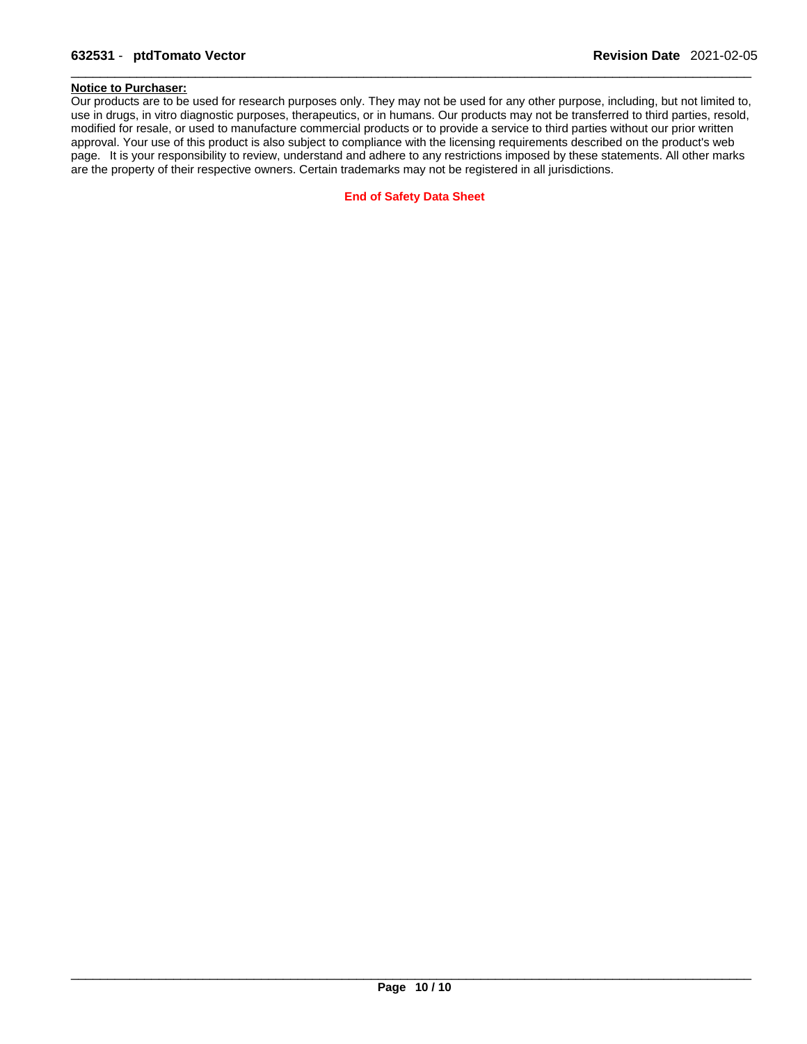**Notice to Purchaser:**

Our products are to be used for research purposes only. They may not be used for any other purpose, including, but not limited to, use in drugs, in vitro diagnostic purposes, therapeutics, or in humans. Our products may not be transferred to third parties, resold, modified for resale, or used to manufacture commercial products or to provide a service to third parties without our prior written approval. Your use of this product is also subject to compliance with the licensing requirements described on the product's web page. It is your responsibility to review, understand and adhere to any restrictions imposed by these statements. All other marks are the property of their respective owners. Certain trademarks may not be registered in all jurisdictions.

**End of Safety Data Sheet**